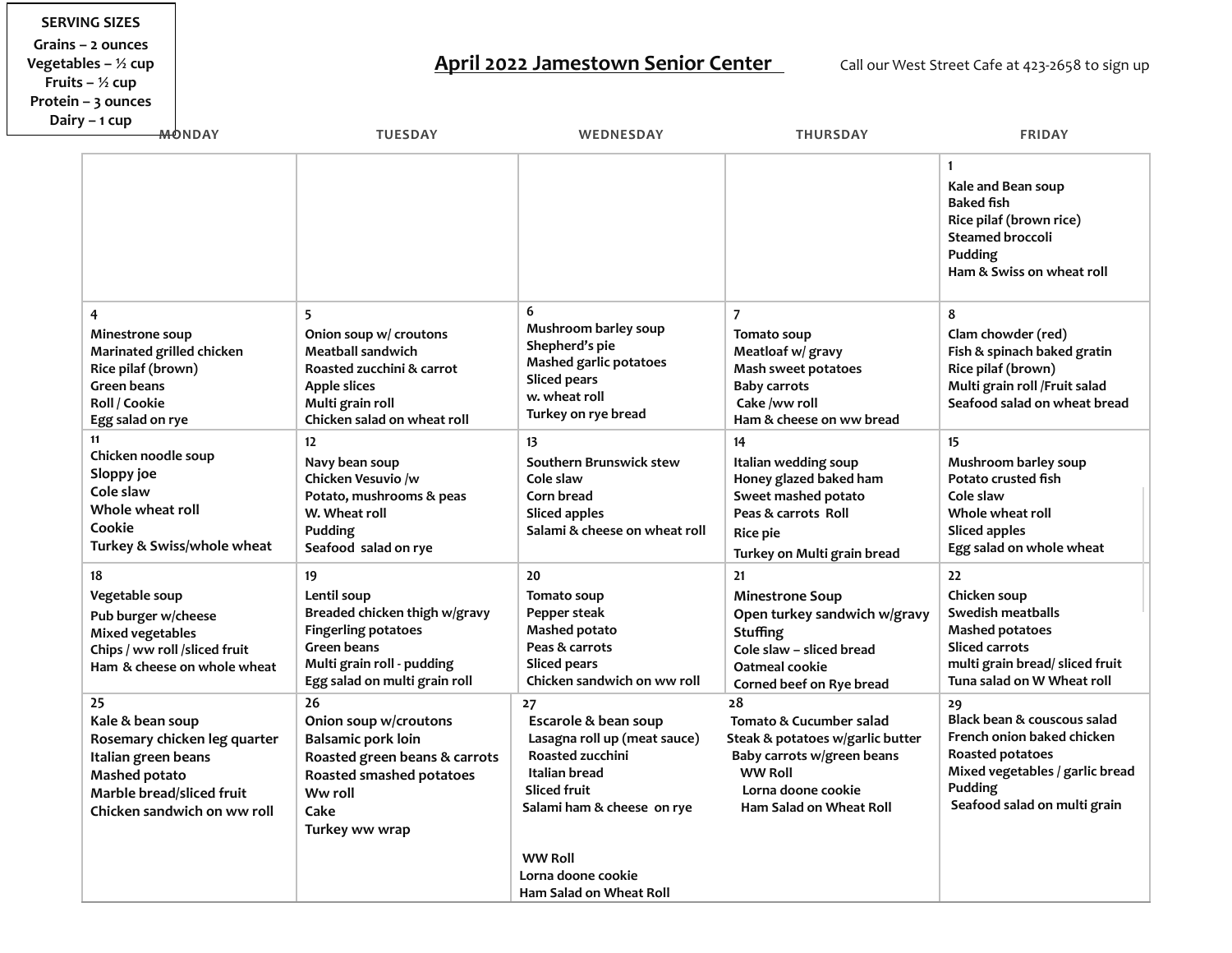**SERVING SIZES**
**Grains – 2 ounces**
**Vegetables – ½ cup**
**Fruits – ½ cup**
**Protein – 3 ounces**
**Dairy – 1 cup**

# April 2022 Jamestown Senior Center

Call our West Street Cafe at 423-2658 to sign up

| MONDAY | TUESDAY | WEDNESDAY | THURSDAY | FRIDAY |
|---|---|---|---|---|
| | | | | 1<br>Kale and Bean soup<br>Baked fish<br>Rice pilaf (brown rice)<br>Steamed broccoli<br>Pudding<br>Ham & Swiss on wheat roll |
| 4<br>Minestrone soup<br>Marinated grilled chicken<br>Rice pilaf (brown)<br>Green beans<br>Roll / Cookie<br>Egg salad on rye | 5<br>Onion soup w/ croutons<br>Meatball sandwich<br>Roasted zucchini & carrot<br>Apple slices<br>Multi grain roll<br>Chicken salad on wheat roll | 6<br>Mushroom barley soup<br>Shepherd's pie<br>Mashed garlic potatoes<br>Sliced pears<br>w. wheat roll<br>Turkey on rye bread | 7<br>Tomato soup<br>Meatloaf w/ gravy<br>Mash sweet potatoes<br>Baby carrots<br>Cake /ww roll<br>Ham & cheese on ww bread | 8<br>Clam chowder (red)<br>Fish & spinach baked gratin<br>Rice pilaf (brown)<br>Multi grain roll /Fruit salad<br>Seafood salad on wheat bread |
| 11<br>Chicken noodle soup<br>Sloppy joe<br>Cole slaw<br>Whole wheat roll<br>Cookie<br>Turkey & Swiss/whole wheat | 12<br>Navy bean soup<br>Chicken Vesuvio /w<br>Potato, mushrooms & peas<br>W. Wheat roll<br>Pudding<br>Seafood salad on rye | 13<br>Southern Brunswick stew<br>Cole slaw<br>Corn bread<br>Sliced apples<br>Salami & cheese on wheat roll | 14<br>Italian wedding soup<br>Honey glazed baked ham<br>Sweet mashed potato<br>Peas & carrots Roll<br>Rice pie<br>Turkey on Multi grain bread | 15<br>Mushroom barley soup<br>Potato crusted fish<br>Cole slaw<br>Whole wheat roll<br>Sliced apples<br>Egg salad on whole wheat |
| 18<br>Vegetable soup<br>Pub burger w/cheese<br>Mixed vegetables<br>Chips / ww roll /sliced fruit<br>Ham & cheese on whole wheat | 19<br>Lentil soup<br>Breaded chicken thigh w/gravy<br>Fingerling potatoes<br>Green beans<br>Multi grain roll - pudding<br>Egg salad on multi grain roll | 20<br>Tomato soup<br>Pepper steak<br>Mashed potato<br>Peas & carrots<br>Sliced pears<br>Chicken sandwich on ww roll | 21<br>Minestrone Soup<br>Open turkey sandwich w/gravy<br>Stuffing<br>Cole slaw – sliced bread<br>Oatmeal cookie<br>Corned beef on Rye bread | 22<br>Chicken soup<br>Swedish meatballs<br>Mashed potatoes<br>Sliced carrots<br>multi grain bread/ sliced fruit<br>Tuna salad on W Wheat roll |
| 25<br>Kale & bean soup<br>Rosemary chicken leg quarter<br>Italian green beans<br>Mashed potato<br>Marble bread/sliced fruit<br>Chicken sandwich on ww roll | 26<br>Onion soup w/croutons<br>Balsamic pork loin<br>Roasted green beans & carrots<br>Roasted smashed potatoes<br>Ww roll<br>Cake<br>Turkey ww wrap | 27<br>Escarole & bean soup<br>Lasagna roll up (meat sauce)<br>Roasted zucchini<br>Italian bread<br>Sliced fruit<br>Salami ham & cheese on rye<br><br>WW Roll<br>Lorna doone cookie<br>Ham Salad on Wheat Roll | 28<br>Tomato & Cucumber salad<br>Steak & potatoes w/garlic butter<br>Baby carrots w/green beans<br>WW Roll<br>Lorna doone cookie<br>Ham Salad on Wheat Roll | 29<br>Black bean & couscous salad<br>French onion baked chicken<br>Roasted potatoes<br>Mixed vegetables / garlic bread<br>Pudding<br>Seafood salad on multi grain |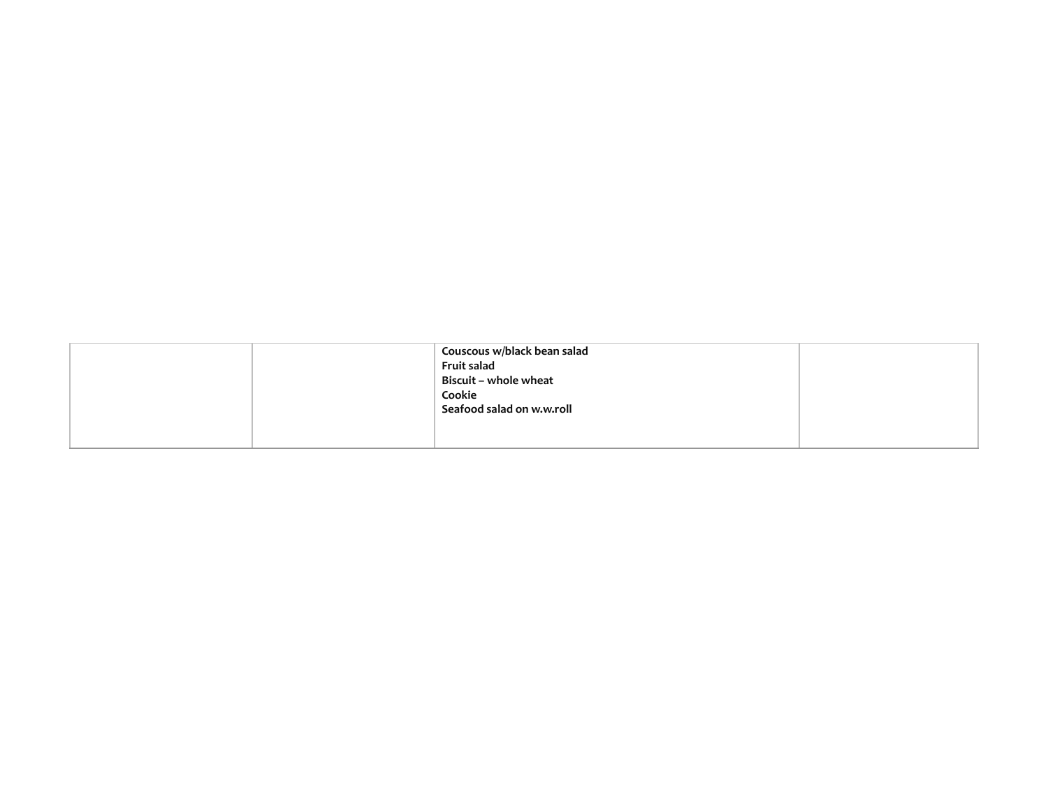| | | | |
|---|---|---|---|
| | | **Couscous w/black bean salad**<br>**Fruit salad**<br>**Biscuit – whole wheat**<br>**Cookie**<br>**Seafood salad on w.w.roll** | |